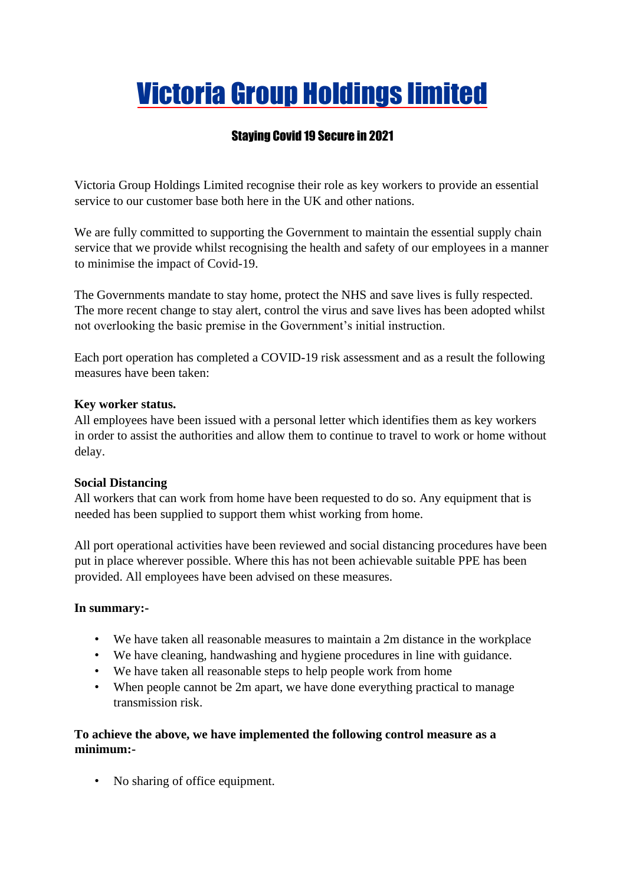# Victoria Group Holdings limited

## Staying Covid 19 Secure in 2021

Victoria Group Holdings Limited recognise their role as key workers to provide an essential service to our customer base both here in the UK and other nations.

We are fully committed to supporting the Government to maintain the essential supply chain service that we provide whilst recognising the health and safety of our employees in a manner to minimise the impact of Covid-19.

The Governments mandate to stay home, protect the NHS and save lives is fully respected. The more recent change to stay alert, control the virus and save lives has been adopted whilst not overlooking the basic premise in the Government's initial instruction.

Each port operation has completed a COVID-19 risk assessment and as a result the following measures have been taken:

**Key worker status.**
All employees have been issued with a personal letter which identifies them as key workers in order to assist the authorities and allow them to continue to travel to work or home without delay.

**Social Distancing**
All workers that can work from home have been requested to do so. Any equipment that is needed has been supplied to support them whist working from home.

All port operational activities have been reviewed and social distancing procedures have been put in place wherever possible. Where this has not been achievable suitable PPE has been provided. All employees have been advised on these measures.

**In summary:-**

- We have taken all reasonable measures to maintain a 2m distance in the workplace
- We have cleaning, handwashing and hygiene procedures in line with guidance.
- We have taken all reasonable steps to help people work from home
- When people cannot be 2m apart, we have done everything practical to manage transmission risk.

**To achieve the above, we have implemented the following control measure as a minimum:-**

- No sharing of office equipment.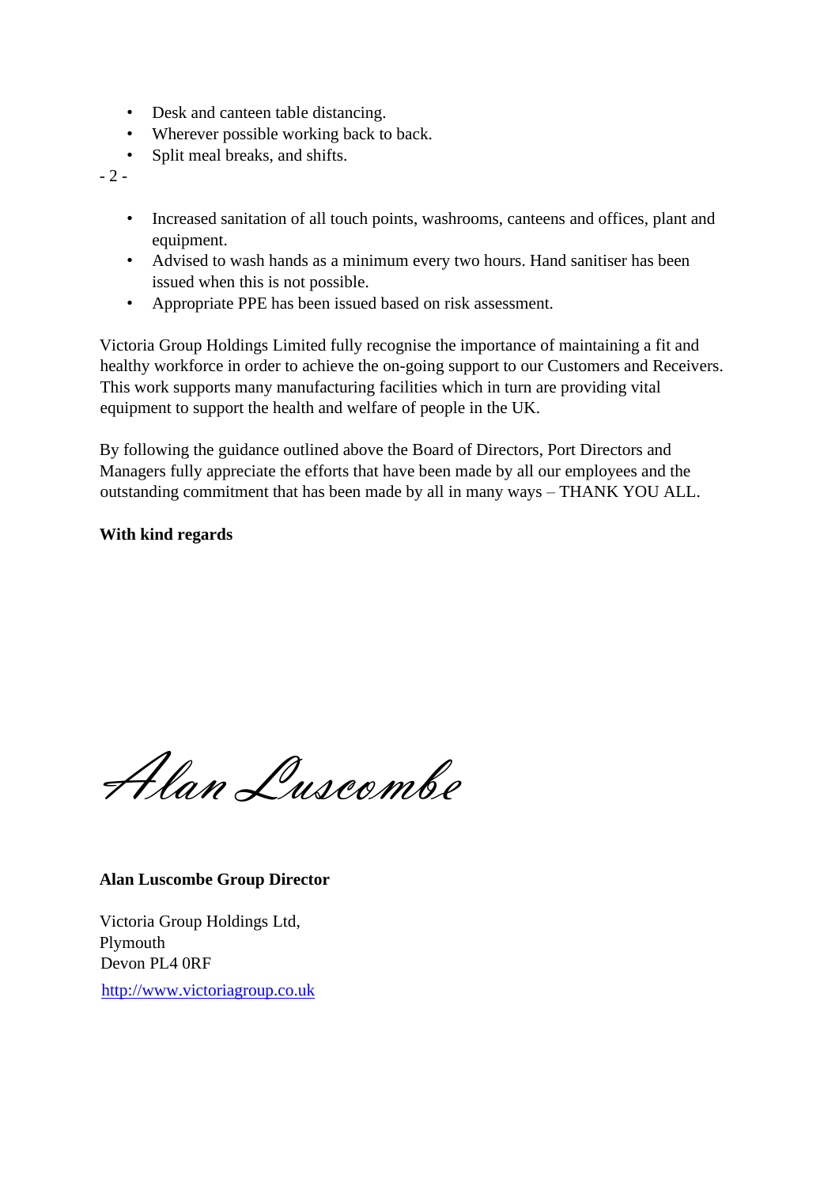- Desk and canteen table distancing.
- Wherever possible working back to back.
- Split meal breaks, and shifts.

- Increased sanitation of all touch points, washrooms, canteens and offices, plant and equipment.
- Advised to wash hands as a minimum every two hours. Hand sanitiser has been issued when this is not possible.
- Appropriate PPE has been issued based on risk assessment.

Victoria Group Holdings Limited fully recognise the importance of maintaining a fit and healthy workforce in order to achieve the on-going support to our Customers and Receivers. This work supports many manufacturing facilities which in turn are providing vital equipment to support the health and welfare of people in the UK.

By following the guidance outlined above the Board of Directors, Port Directors and Managers fully appreciate the efforts that have been made by all our employees and the outstanding commitment that has been made by all in many ways – THANK YOU ALL.

**With kind regards**

*Alan Luscombe*

**Alan Luscombe Group Director**

Victoria Group Holdings Ltd,
Plymouth
Devon PL4 0RF
http://www.victoriagroup.co.uk